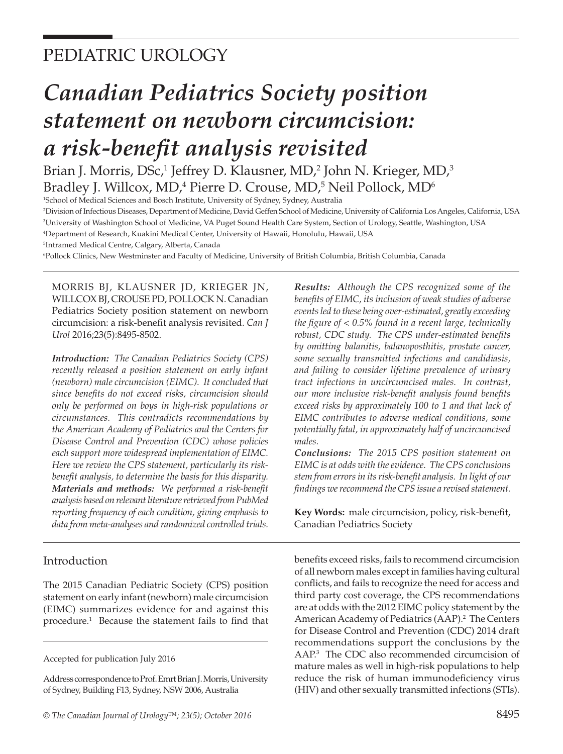PEDIATRIC UROLOGY

# *Canadian Pediatrics Society position statement on newborn circumcision: a risk-benefit analysis revisited*

Brian J. Morris, DSc,[1] Jeffrey D. Klausner, MD,[2] John N. Krieger, MD,[3] Bradley J. Willcox, MD,[4] Pierre D. Crouse, MD,[5] Neil Pollock, MD[6]

[1]School of Medical Sciences and Bosch Institute, University of Sydney, Sydney, Australia
[2]Division of Infectious Diseases, Department of Medicine, David Geffen School of Medicine, University of California Los Angeles, California, USA
[3]University of Washington School of Medicine, VA Puget Sound Health Care System, Section of Urology, Seattle, Washington, USA
[4]Department of Research, Kuakini Medical Center, University of Hawaii, Honolulu, Hawaii, USA
[5]Intramed Medical Centre, Calgary, Alberta, Canada
[6]Pollock Clinics, New Westminster and Faculty of Medicine, University of British Columbia, British Columbia, Canada

MORRIS BJ, KLAUSNER JD, KRIEGER JN, WILLCOX BJ, CROUSE PD, POLLOCK N. Canadian Pediatrics Society position statement on newborn circumcision: a risk-benefit analysis revisited. *Can J Urol* 2016;23(5):8495-8502.

***Introduction:*** *The Canadian Pediatrics Society (CPS) recently released a position statement on early infant (newborn) male circumcision (EIMC). It concluded that since benefits do not exceed risks, circumcision should only be performed on boys in high-risk populations or circumstances. This contradicts recommendations by the American Academy of Pediatrics and the Centers for Disease Control and Prevention (CDC) whose policies each support more widespread implementation of EIMC. Here we review the CPS statement, particularly its risk-benefit analysis, to determine the basis for this disparity.*

***Materials and methods:*** *We performed a risk-benefit analysis based on relevant literature retrieved from PubMed reporting frequency of each condition, giving emphasis to data from meta-analyses and randomized controlled trials.*

***Results:*** *Although the CPS recognized some of the benefits of EIMC, its inclusion of weak studies of adverse events led to these being over-estimated, greatly exceeding the figure of < 0.5% found in a recent large, technically robust, CDC study. The CPS under-estimated benefits by omitting balanitis, balanoposthitis, prostate cancer, some sexually transmitted infections and candidiasis, and failing to consider lifetime prevalence of urinary tract infections in uncircumcised males. In contrast, our more inclusive risk-benefit analysis found benefits exceed risks by approximately 100 to 1 and that lack of EIMC contributes to adverse medical conditions, some potentially fatal, in approximately half of uncircumcised males.*

***Conclusions:*** *The 2015 CPS position statement on EIMC is at odds with the evidence. The CPS conclusions stem from errors in its risk-benefit analysis. In light of our findings we recommend the CPS issue a revised statement.*

**Key Words:** male circumcision, policy, risk-benefit, Canadian Pediatrics Society

## Introduction

The 2015 Canadian Pediatric Society (CPS) position statement on early infant (newborn) male circumcision (EIMC) summarizes evidence for and against this procedure.[1] Because the statement fails to find that benefits exceed risks, fails to recommend circumcision of all newborn males except in families having cultural conflicts, and fails to recognize the need for access and third party cost coverage, the CPS recommendations are at odds with the 2012 EIMC policy statement by the American Academy of Pediatrics (AAP).[2] The Centers for Disease Control and Prevention (CDC) 2014 draft recommendations support the conclusions by the AAP.[3] The CDC also recommended circumcision of mature males as well in high-risk populations to help reduce the risk of human immunodeficiency virus (HIV) and other sexually transmitted infections (STIs).

Accepted for publication July 2016

Address correspondence to Prof. Emrt Brian J. Morris, University of Sydney, Building F13, Sydney, NSW 2006, Australia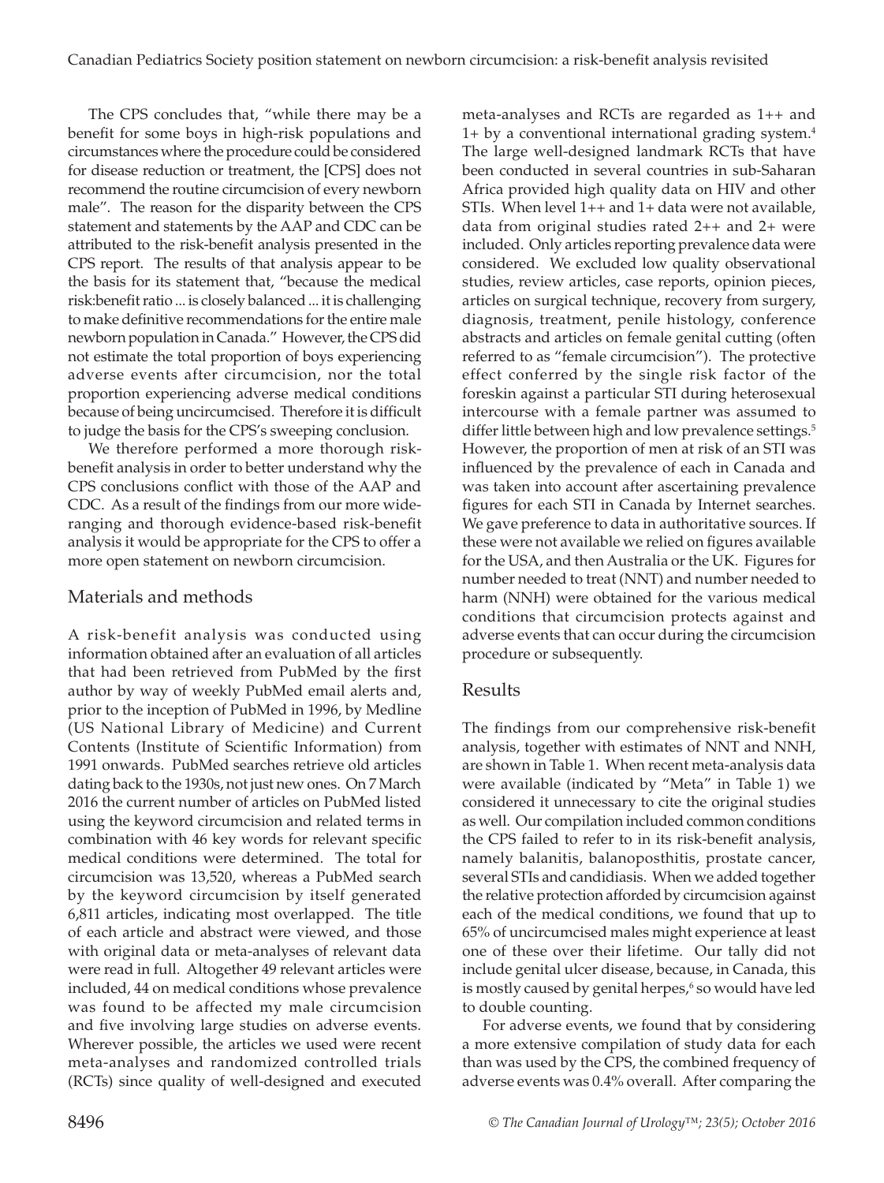The CPS concludes that, "while there may be a benefit for some boys in high-risk populations and circumstances where the procedure could be considered for disease reduction or treatment, the [CPS] does not recommend the routine circumcision of every newborn male". The reason for the disparity between the CPS statement and statements by the AAP and CDC can be attributed to the risk-benefit analysis presented in the CPS report. The results of that analysis appear to be the basis for its statement that, "because the medical risk:benefit ratio ... is closely balanced ... it is challenging to make definitive recommendations for the entire male newborn population in Canada." However, the CPS did not estimate the total proportion of boys experiencing adverse events after circumcision, nor the total proportion experiencing adverse medical conditions because of being uncircumcised. Therefore it is difficult to judge the basis for the CPS's sweeping conclusion.

We therefore performed a more thorough risk-benefit analysis in order to better understand why the CPS conclusions conflict with those of the AAP and CDC. As a result of the findings from our more wide-ranging and thorough evidence-based risk-benefit analysis it would be appropriate for the CPS to offer a more open statement on newborn circumcision.

## Materials and methods

A risk-benefit analysis was conducted using information obtained after an evaluation of all articles that had been retrieved from PubMed by the first author by way of weekly PubMed email alerts and, prior to the inception of PubMed in 1996, by Medline (US National Library of Medicine) and Current Contents (Institute of Scientific Information) from 1991 onwards. PubMed searches retrieve old articles dating back to the 1930s, not just new ones. On 7 March 2016 the current number of articles on PubMed listed using the keyword circumcision and related terms in combination with 46 key words for relevant specific medical conditions were determined. The total for circumcision was 13,520, whereas a PubMed search by the keyword circumcision by itself generated 6,811 articles, indicating most overlapped. The title of each article and abstract were viewed, and those with original data or meta-analyses of relevant data were read in full. Altogether 49 relevant articles were included, 44 on medical conditions whose prevalence was found to be affected my male circumcision and five involving large studies on adverse events. Wherever possible, the articles we used were recent meta-analyses and randomized controlled trials (RCTs) since quality of well-designed and executed meta-analyses and RCTs are regarded as 1++ and 1+ by a conventional international grading system.[4] The large well-designed landmark RCTs that have been conducted in several countries in sub-Saharan Africa provided high quality data on HIV and other STIs. When level 1++ and 1+ data were not available, data from original studies rated 2++ and 2+ were included. Only articles reporting prevalence data were considered. We excluded low quality observational studies, review articles, case reports, opinion pieces, articles on surgical technique, recovery from surgery, diagnosis, treatment, penile histology, conference abstracts and articles on female genital cutting (often referred to as "female circumcision"). The protective effect conferred by the single risk factor of the foreskin against a particular STI during heterosexual intercourse with a female partner was assumed to differ little between high and low prevalence settings.[5] However, the proportion of men at risk of an STI was influenced by the prevalence of each in Canada and was taken into account after ascertaining prevalence figures for each STI in Canada by Internet searches. We gave preference to data in authoritative sources. If these were not available we relied on figures available for the USA, and then Australia or the UK. Figures for number needed to treat (NNT) and number needed to harm (NNH) were obtained for the various medical conditions that circumcision protects against and adverse events that can occur during the circumcision procedure or subsequently.

## Results

The findings from our comprehensive risk-benefit analysis, together with estimates of NNT and NNH, are shown in Table 1. When recent meta-analysis data were available (indicated by "Meta" in Table 1) we considered it unnecessary to cite the original studies as well. Our compilation included common conditions the CPS failed to refer to in its risk-benefit analysis, namely balanitis, balanoposthitis, prostate cancer, several STIs and candidiasis. When we added together the relative protection afforded by circumcision against each of the medical conditions, we found that up to 65% of uncircumcised males might experience at least one of these over their lifetime. Our tally did not include genital ulcer disease, because, in Canada, this is mostly caused by genital herpes,[6] so would have led to double counting.

For adverse events, we found that by considering a more extensive compilation of study data for each than was used by the CPS, the combined frequency of adverse events was 0.4% overall. After comparing the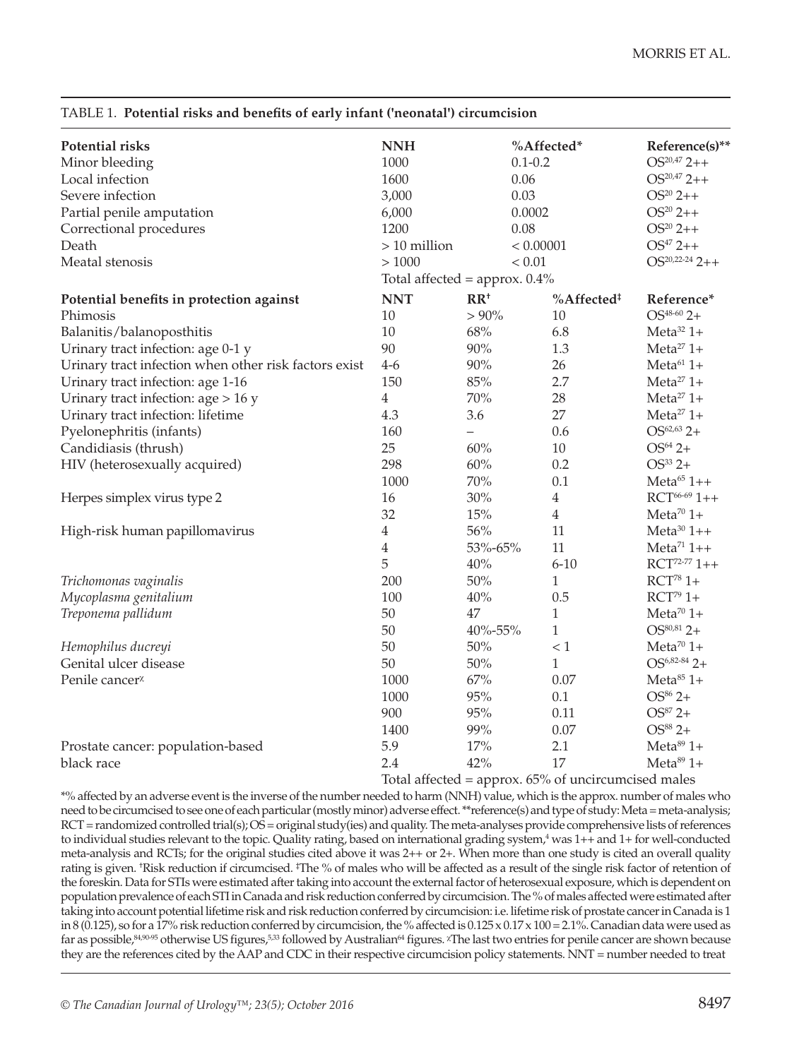TABLE 1. **Potential risks and benefits of early infant ('neonatal') circumcision**

| Potential risks | NNH | | %Affected* | Reference(s)** |
|---|---|---|---|---|
| Minor bleeding | 1000 | | 0.1-0.2 | OS[20,47] 2++ |
| Local infection | 1600 | | 0.06 | OS[20,47] 2++ |
| Severe infection | 3,000 | | 0.03 | OS[20] 2++ |
| Partial penile amputation | 6,000 | | 0.0002 | OS[20] 2++ |
| Correctional procedures | 1200 | | 0.08 | OS[20] 2++ |
| Death | > 10 million | | < 0.00001 | OS[47] 2++ |
| Meatal stenosis | > 1000 | | < 0.01 | OS[20,22-24] 2++ |
| | Total affected = approx. 0.4% | | | |
| **Potential benefits in protection against** | **NNT** | **RR†** | **%Affected‡** | **Reference*** |
| Phimosis | 10 | > 90% | 10 | OS[48-60] 2+ |
| Balanitis/balanoposthitis | 10 | 68% | 6.8 | Meta[32] 1+ |
| Urinary tract infection: age 0-1 y | 90 | 90% | 1.3 | Meta[27] 1+ |
| Urinary tract infection when other risk factors exist | 4-6 | 90% | 26 | Meta[61] 1+ |
| Urinary tract infection: age 1-16 | 150 | 85% | 2.7 | Meta[27] 1+ |
| Urinary tract infection: age > 16 y | 4 | 70% | 28 | Meta[27] 1+ |
| Urinary tract infection: lifetime | 4.3 | 3.6 | 27 | Meta[27] 1+ |
| Pyelonephritis (infants) | 160 | – | 0.6 | OS[62,63] 2+ |
| Candidiasis (thrush) | 25 | 60% | 10 | OS[64] 2+ |
| HIV (heterosexually acquired) | 298 | 60% | 0.2 | OS[33] 2+ |
| | 1000 | 70% | 0.1 | Meta[65] 1++ |
| Herpes simplex virus type 2 | 16 | 30% | 4 | RCT[66-69] 1++ |
| | 32 | 15% | 4 | Meta[70] 1+ |
| High-risk human papillomavirus | 4 | 56% | 11 | Meta[30] 1++ |
| | 4 | 53%-65% | 11 | Meta[71] 1++ |
| | 5 | 40% | 6-10 | RCT[72-77] 1++ |
| *Trichomonas vaginalis* | 200 | 50% | 1 | RCT[78] 1+ |
| *Mycoplasma genitalium* | 100 | 40% | 0.5 | RCT[79] 1+ |
| *Treponema pallidum* | 50 | 47 | 1 | Meta[70] 1+ |
| | 50 | 40%-55% | 1 | OS[80,81] 2+ |
| *Hemophilus ducreyi* | 50 | 50% | < 1 | Meta[70] 1+ |
| Genital ulcer disease | 50 | 50% | 1 | OS[6,82-84] 2+ |
| Penile cancer[χ] | 1000 | 67% | 0.07 | Meta[85] 1+ |
| | 1000 | 95% | 0.1 | OS[86] 2+ |
| | 900 | 95% | 0.11 | OS[87] 2+ |
| | 1400 | 99% | 0.07 | OS[88] 2+ |
| Prostate cancer: population-based | 5.9 | 17% | 2.1 | Meta[89] 1+ |
| black race | 2.4 | 42% | 17 | Meta[89] 1+ |
| | Total affected = approx. 65% of uncircumcised males | | | |

*% affected by an adverse event is the inverse of the number needed to harm (NNH) value, which is the approx. number of males who need to be circumcised to see one of each particular (mostly minor) adverse effect. **reference(s) and type of study: Meta = meta-analysis; RCT = randomized controlled trial(s); OS = original study(ies) and quality. The meta-analyses provide comprehensive lists of references to individual studies relevant to the topic. Quality rating, based on international grading system,[4] was 1++ and 1+ for well-conducted meta-analysis and RCTs; for the original studies cited above it was 2++ or 2+. When more than one study is cited an overall quality rating is given. †Risk reduction if circumcised. ‡The % of males who will be affected as a result of the single risk factor of retention of the foreskin. Data for STIs were estimated after taking into account the external factor of heterosexual exposure, which is dependent on population prevalence of each STI in Canada and risk reduction conferred by circumcision. The % of males affected were estimated after taking into account potential lifetime risk and risk reduction conferred by circumcision: i.e. lifetime risk of prostate cancer in Canada is 1 in 8 (0.125), so for a 17% risk reduction conferred by circumcision, the % affected is 0.125 x 0.17 x 100 = 2.1%. Canadian data were used as far as possible,[84,90-95] otherwise US figures,[5,33] followed by Australian[64] figures. [χ]The last two entries for penile cancer are shown because they are the references cited by the AAP and CDC in their respective circumcision policy statements. NNT = number needed to treat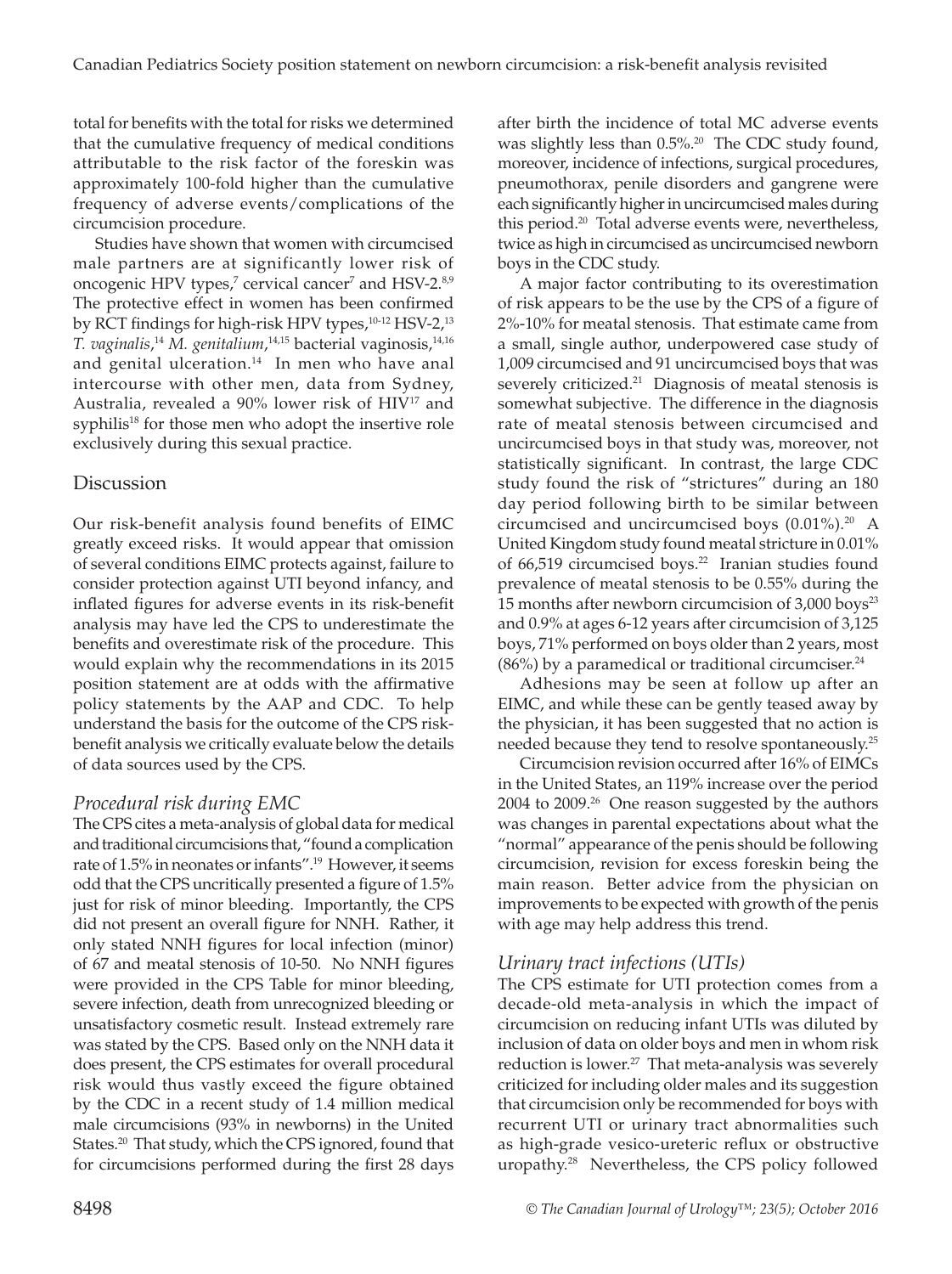total for benefits with the total for risks we determined that the cumulative frequency of medical conditions attributable to the risk factor of the foreskin was approximately 100-fold higher than the cumulative frequency of adverse events/complications of the circumcision procedure.

Studies have shown that women with circumcised male partners are at significantly lower risk of oncogenic HPV types,[7] cervical cancer[7] and HSV-2.[8,9] The protective effect in women has been confirmed by RCT findings for high-risk HPV types,[10-12] HSV-2,[13] *T. vaginalis*,[14] *M. genitalium*,[14,15] bacterial vaginosis,[14,16] and genital ulceration.[14] In men who have anal intercourse with other men, data from Sydney, Australia, revealed a 90% lower risk of HIV[17] and syphilis[18] for those men who adopt the insertive role exclusively during this sexual practice.

## Discussion

Our risk-benefit analysis found benefits of EIMC greatly exceed risks. It would appear that omission of several conditions EIMC protects against, failure to consider protection against UTI beyond infancy, and inflated figures for adverse events in its risk-benefit analysis may have led the CPS to underestimate the benefits and overestimate risk of the procedure. This would explain why the recommendations in its 2015 position statement are at odds with the affirmative policy statements by the AAP and CDC. To help understand the basis for the outcome of the CPS risk-benefit analysis we critically evaluate below the details of data sources used by the CPS.

### *Procedural risk during EMC*

The CPS cites a meta-analysis of global data for medical and traditional circumcisions that, "found a complication rate of 1.5% in neonates or infants".[19] However, it seems odd that the CPS uncritically presented a figure of 1.5% just for risk of minor bleeding. Importantly, the CPS did not present an overall figure for NNH. Rather, it only stated NNH figures for local infection (minor) of 67 and meatal stenosis of 10-50. No NNH figures were provided in the CPS Table for minor bleeding, severe infection, death from unrecognized bleeding or unsatisfactory cosmetic result. Instead extremely rare was stated by the CPS. Based only on the NNH data it does present, the CPS estimates for overall procedural risk would thus vastly exceed the figure obtained by the CDC in a recent study of 1.4 million medical male circumcisions (93% in newborns) in the United States.[20] That study, which the CPS ignored, found that for circumcisions performed during the first 28 days after birth the incidence of total MC adverse events was slightly less than 0.5%.[20] The CDC study found, moreover, incidence of infections, surgical procedures, pneumothorax, penile disorders and gangrene were each significantly higher in uncircumcised males during this period.[20] Total adverse events were, nevertheless, twice as high in circumcised as uncircumcised newborn boys in the CDC study.

A major factor contributing to its overestimation of risk appears to be the use by the CPS of a figure of 2%-10% for meatal stenosis. That estimate came from a small, single author, underpowered case study of 1,009 circumcised and 91 uncircumcised boys that was severely criticized.[21] Diagnosis of meatal stenosis is somewhat subjective. The difference in the diagnosis rate of meatal stenosis between circumcised and uncircumcised boys in that study was, moreover, not statistically significant. In contrast, the large CDC study found the risk of "strictures" during an 180 day period following birth to be similar between circumcised and uncircumcised boys (0.01%).[20] A United Kingdom study found meatal stricture in 0.01% of 66,519 circumcised boys.[22] Iranian studies found prevalence of meatal stenosis to be 0.55% during the 15 months after newborn circumcision of 3,000 boys[23] and 0.9% at ages 6-12 years after circumcision of 3,125 boys, 71% performed on boys older than 2 years, most (86%) by a paramedical or traditional circumciser.[24]

Adhesions may be seen at follow up after an EIMC, and while these can be gently teased away by the physician, it has been suggested that no action is needed because they tend to resolve spontaneously.[25]

Circumcision revision occurred after 16% of EIMCs in the United States, an 119% increase over the period 2004 to 2009.[26] One reason suggested by the authors was changes in parental expectations about what the "normal" appearance of the penis should be following circumcision, revision for excess foreskin being the main reason. Better advice from the physician on improvements to be expected with growth of the penis with age may help address this trend.

### *Urinary tract infections (UTIs)*

The CPS estimate for UTI protection comes from a decade-old meta-analysis in which the impact of circumcision on reducing infant UTIs was diluted by inclusion of data on older boys and men in whom risk reduction is lower.[27] That meta-analysis was severely criticized for including older males and its suggestion that circumcision only be recommended for boys with recurrent UTI or urinary tract abnormalities such as high-grade vesico-ureteric reflux or obstructive uropathy.[28] Nevertheless, the CPS policy followed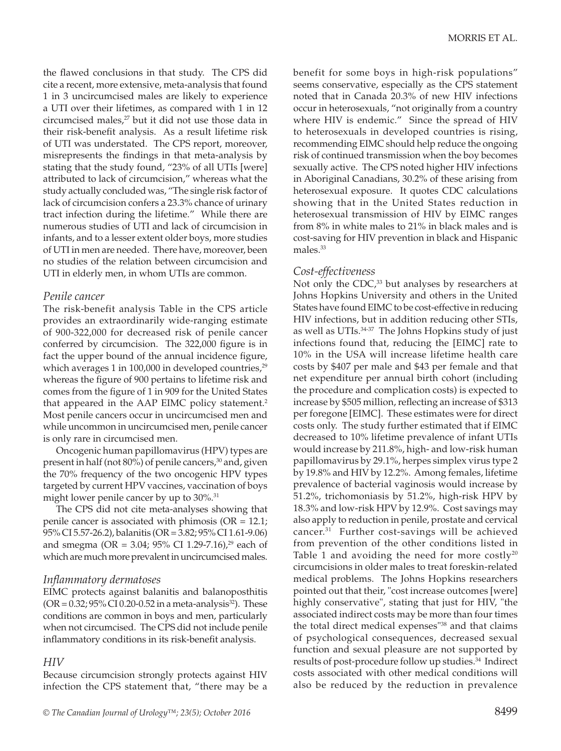the flawed conclusions in that study. The CPS did cite a recent, more extensive, meta-analysis that found 1 in 3 uncircumcised males are likely to experience a UTI over their lifetimes, as compared with 1 in 12 circumcised males,[27] but it did not use those data in their risk-benefit analysis. As a result lifetime risk of UTI was understated. The CPS report, moreover, misrepresents the findings in that meta-analysis by stating that the study found, "23% of all UTIs [were] attributed to lack of circumcision," whereas what the study actually concluded was, "The single risk factor of lack of circumcision confers a 23.3% chance of urinary tract infection during the lifetime." While there are numerous studies of UTI and lack of circumcision in infants, and to a lesser extent older boys, more studies of UTI in men are needed. There have, moreover, been no studies of the relation between circumcision and UTI in elderly men, in whom UTIs are common.

### *Penile cancer*

The risk-benefit analysis Table in the CPS article provides an extraordinarily wide-ranging estimate of 900-322,000 for decreased risk of penile cancer conferred by circumcision. The 322,000 figure is in fact the upper bound of the annual incidence figure, which averages 1 in 100,000 in developed countries,[29] whereas the figure of 900 pertains to lifetime risk and comes from the figure of 1 in 909 for the United States that appeared in the AAP EIMC policy statement.[2] Most penile cancers occur in uncircumcised men and while uncommon in uncircumcised men, penile cancer is only rare in circumcised men.

Oncogenic human papillomavirus (HPV) types are present in half (not 80%) of penile cancers,[30] and, given the 70% frequency of the two oncogenic HPV types targeted by current HPV vaccines, vaccination of boys might lower penile cancer by up to 30%.[31]

The CPS did not cite meta-analyses showing that penile cancer is associated with phimosis (OR = 12.1; 95% CI 5.57-26.2), balanitis (OR = 3.82; 95% CI 1.61-9.06) and smegma (OR = 3.04; 95% CI 1.29-7.16),[29] each of which are much more prevalent in uncircumcised males.

### *Inflammatory dermatoses*

EIMC protects against balanitis and balanoposthitis (OR = 0.32; 95% CI 0.20-0.52 in a meta-analysis[32]). These conditions are common in boys and men, particularly when not circumcised. The CPS did not include penile inflammatory conditions in its risk-benefit analysis.

### *HIV*

Because circumcision strongly protects against HIV infection the CPS statement that, "there may be a benefit for some boys in high-risk populations" seems conservative, especially as the CPS statement noted that in Canada 20.3% of new HIV infections occur in heterosexuals, "not originally from a country where HIV is endemic." Since the spread of HIV to heterosexuals in developed countries is rising, recommending EIMC should help reduce the ongoing risk of continued transmission when the boy becomes sexually active. The CPS noted higher HIV infections in Aboriginal Canadians, 30.2% of these arising from heterosexual exposure. It quotes CDC calculations showing that in the United States reduction in heterosexual transmission of HIV by EIMC ranges from 8% in white males to 21% in black males and is cost-saving for HIV prevention in black and Hispanic males.[33]

### *Cost-effectiveness*

Not only the CDC,[33] but analyses by researchers at Johns Hopkins University and others in the United States have found EIMC to be cost-effective in reducing HIV infections, but in addition reducing other STIs, as well as UTIs.[34-37] The Johns Hopkins study of just infections found that, reducing the [EIMC] rate to 10% in the USA will increase lifetime health care costs by $407 per male and $43 per female and that net expenditure per annual birth cohort (including the procedure and complication costs) is expected to increase by $505 million, reflecting an increase of $313 per foregone [EIMC]. These estimates were for direct costs only. The study further estimated that if EIMC decreased to 10% lifetime prevalence of infant UTIs would increase by 211.8%, high- and low-risk human papillomavirus by 29.1%, herpes simplex virus type 2 by 19.8% and HIV by 12.2%. Among females, lifetime prevalence of bacterial vaginosis would increase by 51.2%, trichomoniasis by 51.2%, high-risk HPV by 18.3% and low-risk HPV by 12.9%. Cost savings may also apply to reduction in penile, prostate and cervical cancer.[31] Further cost-savings will be achieved from prevention of the other conditions listed in Table 1 and avoiding the need for more costly[20] circumcisions in older males to treat foreskin-related medical problems. The Johns Hopkins researchers pointed out that their, "cost increase outcomes [were] highly conservative", stating that just for HIV, "the associated indirect costs may be more than four times the total direct medical expenses"[38] and that claims of psychological consequences, decreased sexual function and sexual pleasure are not supported by results of post-procedure follow up studies.[34] Indirect costs associated with other medical conditions will also be reduced by the reduction in prevalence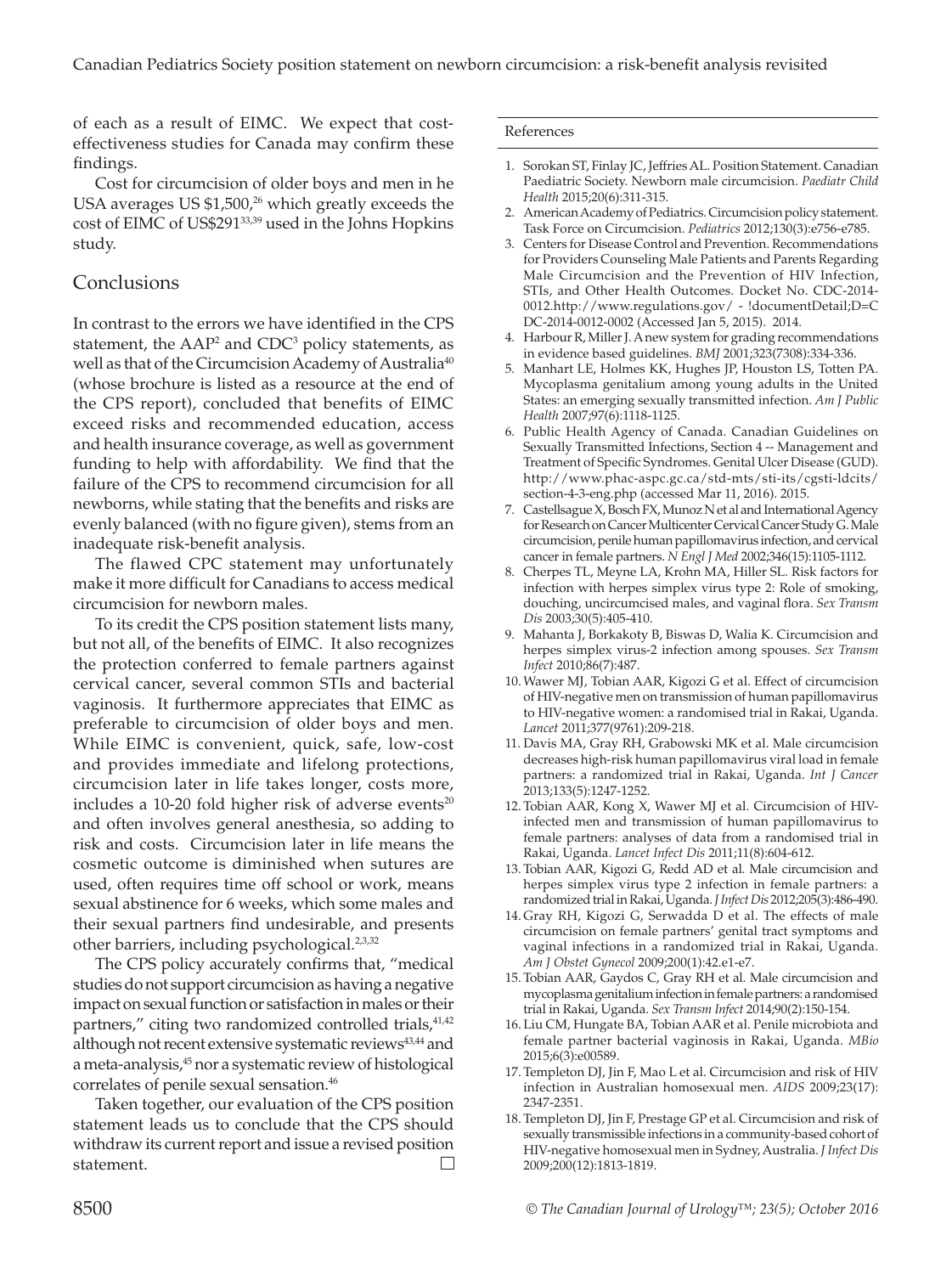of each as a result of EIMC. We expect that cost-effectiveness studies for Canada may confirm these findings.

Cost for circumcision of older boys and men in he USA averages US $1,500,[26] which greatly exceeds the cost of EIMC of US$291[33,39] used in the Johns Hopkins study.

## Conclusions

In contrast to the errors we have identified in the CPS statement, the AAP[2] and CDC[3] policy statements, as well as that of the Circumcision Academy of Australia[40] (whose brochure is listed as a resource at the end of the CPS report), concluded that benefits of EIMC exceed risks and recommended education, access and health insurance coverage, as well as government funding to help with affordability. We find that the failure of the CPS to recommend circumcision for all newborns, while stating that the benefits and risks are evenly balanced (with no figure given), stems from an inadequate risk-benefit analysis.

The flawed CPC statement may unfortunately make it more difficult for Canadians to access medical circumcision for newborn males.

To its credit the CPS position statement lists many, but not all, of the benefits of EIMC. It also recognizes the protection conferred to female partners against cervical cancer, several common STIs and bacterial vaginosis. It furthermore appreciates that EIMC as preferable to circumcision of older boys and men. While EIMC is convenient, quick, safe, low-cost and provides immediate and lifelong protections, circumcision later in life takes longer, costs more, includes a 10-20 fold higher risk of adverse events[20] and often involves general anesthesia, so adding to risk and costs. Circumcision later in life means the cosmetic outcome is diminished when sutures are used, often requires time off school or work, means sexual abstinence for 6 weeks, which some males and their sexual partners find undesirable, and presents other barriers, including psychological.[2,3,32]

The CPS policy accurately confirms that, "medical studies do not support circumcision as having a negative impact on sexual function or satisfaction in males or their partners," citing two randomized controlled trials,[41,42] although not recent extensive systematic reviews[43,44] and a meta-analysis,[45] nor a systematic review of histological correlates of penile sexual sensation.[46]

Taken together, our evaluation of the CPS position statement leads us to conclude that the CPS should withdraw its current report and issue a revised position statement. □

## References

1. Sorokan ST, Finlay JC, Jeffries AL. Position Statement. Canadian Paediatric Society. Newborn male circumcision. *Paediatr Child Health* 2015;20(6):311-315.
2. American Academy of Pediatrics. Circumcision policy statement. Task Force on Circumcision. *Pediatrics* 2012;130(3):e756-e785.
3. Centers for Disease Control and Prevention. Recommendations for Providers Counseling Male Patients and Parents Regarding Male Circumcision and the Prevention of HIV Infection, STIs, and Other Health Outcomes. Docket No. CDC-2014-0012.http://www.regulations.gov/ - !documentDetail;D=CDC-2014-0012-0002 (Accessed Jan 5, 2015). 2014.
4. Harbour R, Miller J. A new system for grading recommendations in evidence based guidelines. *BMJ* 2001;323(7308):334-336.
5. Manhart LE, Holmes KK, Hughes JP, Houston LS, Totten PA. Mycoplasma genitalium among young adults in the United States: an emerging sexually transmitted infection. *Am J Public Health* 2007;97(6):1118-1125.
6. Public Health Agency of Canada. Canadian Guidelines on Sexually Transmitted Infections, Section 4 -- Management and Treatment of Specific Syndromes. Genital Ulcer Disease (GUD). http://www.phac-aspc.gc.ca/std-mts/sti-its/cgsti-ldcits/section-4-3-eng.php (accessed Mar 11, 2016). 2015.
7. Castellsague X, Bosch FX, Munoz N et al and International Agency for Research on Cancer Multicenter Cervical Cancer Study G. Male circumcision, penile human papillomavirus infection, and cervical cancer in female partners. *N Engl J Med* 2002;346(15):1105-1112.
8. Cherpes TL, Meyne LA, Krohn MA, Hiller SL. Risk factors for infection with herpes simplex virus type 2: Role of smoking, douching, uncircumcised males, and vaginal flora. *Sex Transm Dis* 2003;30(5):405-410.
9. Mahanta J, Borkakoty B, Biswas D, Walia K. Circumcision and herpes simplex virus-2 infection among spouses. *Sex Transm Infect* 2010;86(7):487.
10. Wawer MJ, Tobian AAR, Kigozi G et al. Effect of circumcision of HIV-negative men on transmission of human papillomavirus to HIV-negative women: a randomised trial in Rakai, Uganda. *Lancet* 2011;377(9761):209-218.
11. Davis MA, Gray RH, Grabowski MK et al. Male circumcision decreases high-risk human papillomavirus viral load in female partners: a randomized trial in Rakai, Uganda. *Int J Cancer* 2013;133(5):1247-1252.
12. Tobian AAR, Kong X, Wawer MJ et al. Circumcision of HIV-infected men and transmission of human papillomavirus to female partners: analyses of data from a randomised trial in Rakai, Uganda. *Lancet Infect Dis* 2011;11(8):604-612.
13. Tobian AAR, Kigozi G, Redd AD et al. Male circumcision and herpes simplex virus type 2 infection in female partners: a randomized trial in Rakai, Uganda. *J Infect Dis* 2012;205(3):486-490.
14. Gray RH, Kigozi G, Serwadda D et al. The effects of male circumcision on female partners' genital tract symptoms and vaginal infections in a randomized trial in Rakai, Uganda. *Am J Obstet Gynecol* 2009;200(1):42.e1-e7.
15. Tobian AAR, Gaydos C, Gray RH et al. Male circumcision and mycoplasma genitalium infection in female partners: a randomised trial in Rakai, Uganda. *Sex Transm Infect* 2014;90(2):150-154.
16. Liu CM, Hungate BA, Tobian AAR et al. Penile microbiota and female partner bacterial vaginosis in Rakai, Uganda. *MBio* 2015;6(3):e00589.
17. Templeton DJ, Jin F, Mao L et al. Circumcision and risk of HIV infection in Australian homosexual men. *AIDS* 2009;23(17): 2347-2351.
18. Templeton DJ, Jin F, Prestage GP et al. Circumcision and risk of sexually transmissible infections in a community-based cohort of HIV-negative homosexual men in Sydney, Australia. *J Infect Dis* 2009;200(12):1813-1819.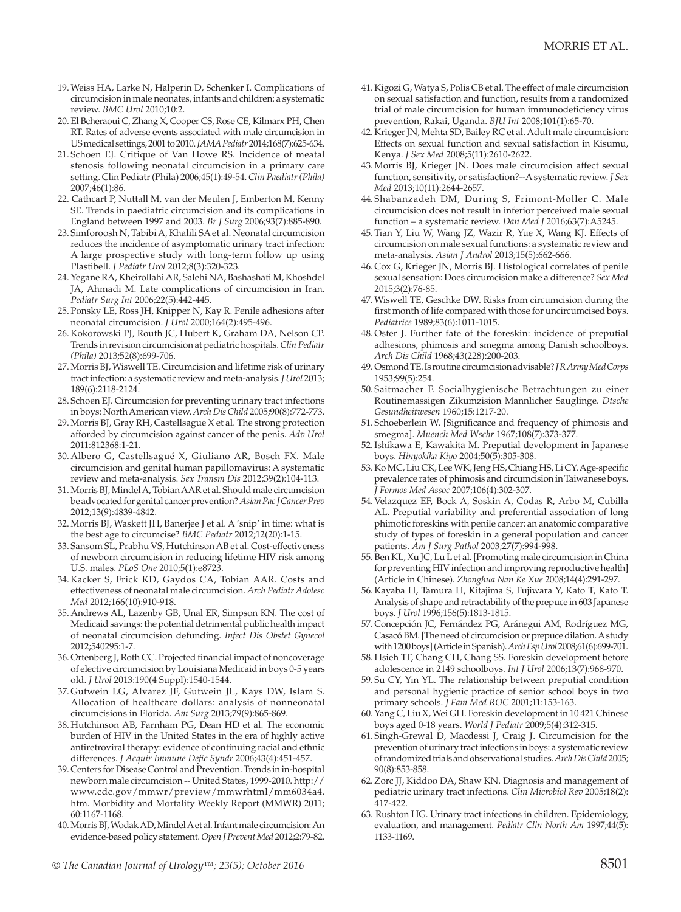19. Weiss HA, Larke N, Halperin D, Schenker I. Complications of circumcision in male neonates, infants and children: a systematic review. *BMC Urol* 2010;10:2.
20. El Bcheraoui C, Zhang X, Cooper CS, Rose CE, Kilmarx PH, Chen RT. Rates of adverse events associated with male circumcision in US medical settings, 2001 to 2010. *JAMA Pediatr* 2014;168(7):625-634.
21. Schoen EJ. Critique of Van Howe RS. Incidence of meatal stenosis following neonatal circumcision in a primary care setting. Clin Pediatr (Phila) 2006;45(1):49-54. *Clin Paediatr (Phila)* 2007;46(1):86.
22. Cathcart P, Nuttall M, van der Meulen J, Emberton M, Kenny SE. Trends in paediatric circumcision and its complications in England between 1997 and 2003. *Br J Surg* 2006;93(7):885-890.
23. Simforoosh N, Tabibi A, Khalili SA et al. Neonatal circumcision reduces the incidence of asymptomatic urinary tract infection: A large prospective study with long-term follow up using Plastibell. *J Pediatr Urol* 2012;8(3):320-323.
24. Yegane RA, Kheirollahi AR, Salehi NA, Bashashati M, Khoshdel JA, Ahmadi M. Late complications of circumcision in Iran. *Pediatr Surg Int* 2006;22(5):442-445.
25. Ponsky LE, Ross JH, Knipper N, Kay R. Penile adhesions after neonatal circumcision. *J Urol* 2000;164(2):495-496.
26. Kokorowski PJ, Routh JC, Hubert K, Graham DA, Nelson CP. Trends in revision circumcision at pediatric hospitals. *Clin Pediatr (Phila)* 2013;52(8):699-706.
27. Morris BJ, Wiswell TE. Circumcision and lifetime risk of urinary tract infection: a systematic review and meta-analysis. *J Urol* 2013; 189(6):2118-2124.
28. Schoen EJ. Circumcision for preventing urinary tract infections in boys: North American view. *Arch Dis Child* 2005;90(8):772-773.
29. Morris BJ, Gray RH, Castellsague X et al. The strong protection afforded by circumcision against cancer of the penis. *Adv Urol* 2011:812368:1-21.
30. Albero G, Castellsagué X, Giuliano AR, Bosch FX. Male circumcision and genital human papillomavirus: A systematic review and meta-analysis. *Sex Transm Dis* 2012;39(2):104-113.
31. Morris BJ, Mindel A, Tobian AAR et al. Should male circumcision be advocated for genital cancer prevention? *Asian Pac J Cancer Prev* 2012;13(9):4839-4842.
32. Morris BJ, Waskett JH, Banerjee J et al. A 'snip' in time: what is the best age to circumcise? *BMC Pediatr* 2012;12(20):1-15.
33. Sansom SL, Prabhu VS, Hutchinson AB et al. Cost-effectiveness of newborn circumcision in reducing lifetime HIV risk among U.S. males. *PLoS One* 2010;5(1):e8723.
34. Kacker S, Frick KD, Gaydos CA, Tobian AAR. Costs and effectiveness of neonatal male circumcision. *Arch Pediatr Adolesc Med* 2012;166(10):910-918.
35. Andrews AL, Lazenby GB, Unal ER, Simpson KN. The cost of Medicaid savings: the potential detrimental public health impact of neonatal circumcision defunding. *Infect Dis Obstet Gynecol* 2012;540295:1-7.
36. Ortenberg J, Roth CC. Projected financial impact of noncoverage of elective circumcision by Louisiana Medicaid in boys 0-5 years old. *J Urol* 2013:190(4 Suppl):1540-1544.
37. Gutwein LG, Alvarez JF, Gutwein JL, Kays DW, Islam S. Allocation of healthcare dollars: analysis of nonneonatal circumcisions in Florida. *Am Surg* 2013;79(9):865-869.
38. Hutchinson AB, Farnham PG, Dean HD et al. The economic burden of HIV in the United States in the era of highly active antiretroviral therapy: evidence of continuing racial and ethnic differences. *J Acquir Immune Defic Syndr* 2006;43(4):451-457.
39. Centers for Disease Control and Prevention. Trends in in-hospital newborn male circumcision -- United States, 1999-2010. http://www.cdc.gov/mmwr/preview/mmwrhtml/mm6034a4.htm. Morbidity and Mortality Weekly Report (MMWR) 2011; 60:1167-1168.
40. Morris BJ, Wodak AD, Mindel A et al. Infant male circumcision: An evidence-based policy statement. *Open J Prevent Med* 2012;2:79-82.
41. Kigozi G, Watya S, Polis CB et al. The effect of male circumcision on sexual satisfaction and function, results from a randomized trial of male circumcision for human immunodeficiency virus prevention, Rakai, Uganda. *BJU Int* 2008;101(1):65-70.
42. Krieger JN, Mehta SD, Bailey RC et al. Adult male circumcision: Effects on sexual function and sexual satisfaction in Kisumu, Kenya. *J Sex Med* 2008;5(11):2610-2622.
43. Morris BJ, Krieger JN. Does male circumcision affect sexual function, sensitivity, or satisfaction?--A systematic review. *J Sex Med* 2013;10(11):2644-2657.
44. Shabanzadeh DM, During S, Frimont-Moller C. Male circumcision does not result in inferior perceived male sexual function – a systematic review. *Dan Med J* 2016;63(7):A5245.
45. Tian Y, Liu W, Wang JZ, Wazir R, Yue X, Wang KJ. Effects of circumcision on male sexual functions: a systematic review and meta-analysis. *Asian J Androl* 2013;15(5):662-666.
46. Cox G, Krieger JN, Morris BJ. Histological correlates of penile sexual sensation: Does circumcision make a difference? *Sex Med* 2015;3(2):76-85.
47. Wiswell TE, Geschke DW. Risks from circumcision during the first month of life compared with those for uncircumcised boys. *Pediatrics* 1989;83(6):1011-1015.
48. Oster J. Further fate of the foreskin: incidence of preputial adhesions, phimosis and smegma among Danish schoolboys. *Arch Dis Child* 1968;43(228):200-203.
49. Osmond TE. Is routine circumcision advisable? *J R Army Med Corps* 1953;99(5):254.
50. Saitmacher F. Socialhygienische Betrachtungen zu einer Routinemassigen Zikumzision Mannlicher Sauglinge. *Dtsche Gesundheitwesen* 1960;15:1217-20.
51. Schoeberlein W. [Significance and frequency of phimosis and smegma]. *Muench Med Wschr* 1967;108(7):373-377.
52. Ishikawa E, Kawakita M. Preputial development in Japanese boys. *Hinyokika Kiyo* 2004;50(5):305-308.
53. Ko MC, Liu CK, Lee WK, Jeng HS, Chiang HS, Li CY. Age-specific prevalence rates of phimosis and circumcision in Taiwanese boys. *J Formos Med Assoc* 2007;106(4):302-307.
54. Velazquez EF, Bock A, Soskin A, Codas R, Arbo M, Cubilla AL. Preputial variability and preferential association of long phimotic foreskins with penile cancer: an anatomic comparative study of types of foreskin in a general population and cancer patients. *Am J Surg Pathol* 2003;27(7):994-998.
55. Ben KL, Xu JC, Lu L et al. [Promoting male circumcision in China for preventing HIV infection and improving reproductive health] (Article in Chinese). *Zhonghua Nan Ke Xue* 2008;14(4):291-297.
56. Kayaba H, Tamura H, Kitajima S, Fujiwara Y, Kato T, Kato T. Analysis of shape and retractability of the prepuce in 603 Japanese boys. *J Urol* 1996;156(5):1813-1815.
57. Concepción JC, Fernández PG, Aránegui AM, Rodríguez MG, Casacó BM. [The need of circumcision or prepuce dilation. A study with 1200 boys] (Article in Spanish). *Arch Esp Urol* 2008;61(6):699-701.
58. Hsieh TF, Chang CH, Chang SS. Foreskin development before adolescence in 2149 schoolboys. *Int J Urol* 2006;13(7):968-970.
59. Su CY, Yin YL. The relationship between preputial condition and personal hygienic practice of senior school boys in two primary schools. *J Fam Med ROC* 2001;11:153-163.
60. Yang C, Liu X, Wei GH. Foreskin development in 10 421 Chinese boys aged 0-18 years. *World J Pediatr* 2009;5(4):312-315.
61. Singh-Grewal D, Macdessi J, Craig J. Circumcision for the prevention of urinary tract infections in boys: a systematic review of randomized trials and observational studies. *Arch Dis Child* 2005; 90(8):853-858.
62. Zorc JJ, Kiddoo DA, Shaw KN. Diagnosis and management of pediatric urinary tract infections. *Clin Microbiol Rev* 2005;18(2): 417-422.
63. Rushton HG. Urinary tract infections in children. Epidemiology, evaluation, and management. *Pediatr Clin North Am* 1997;44(5): 1133-1169.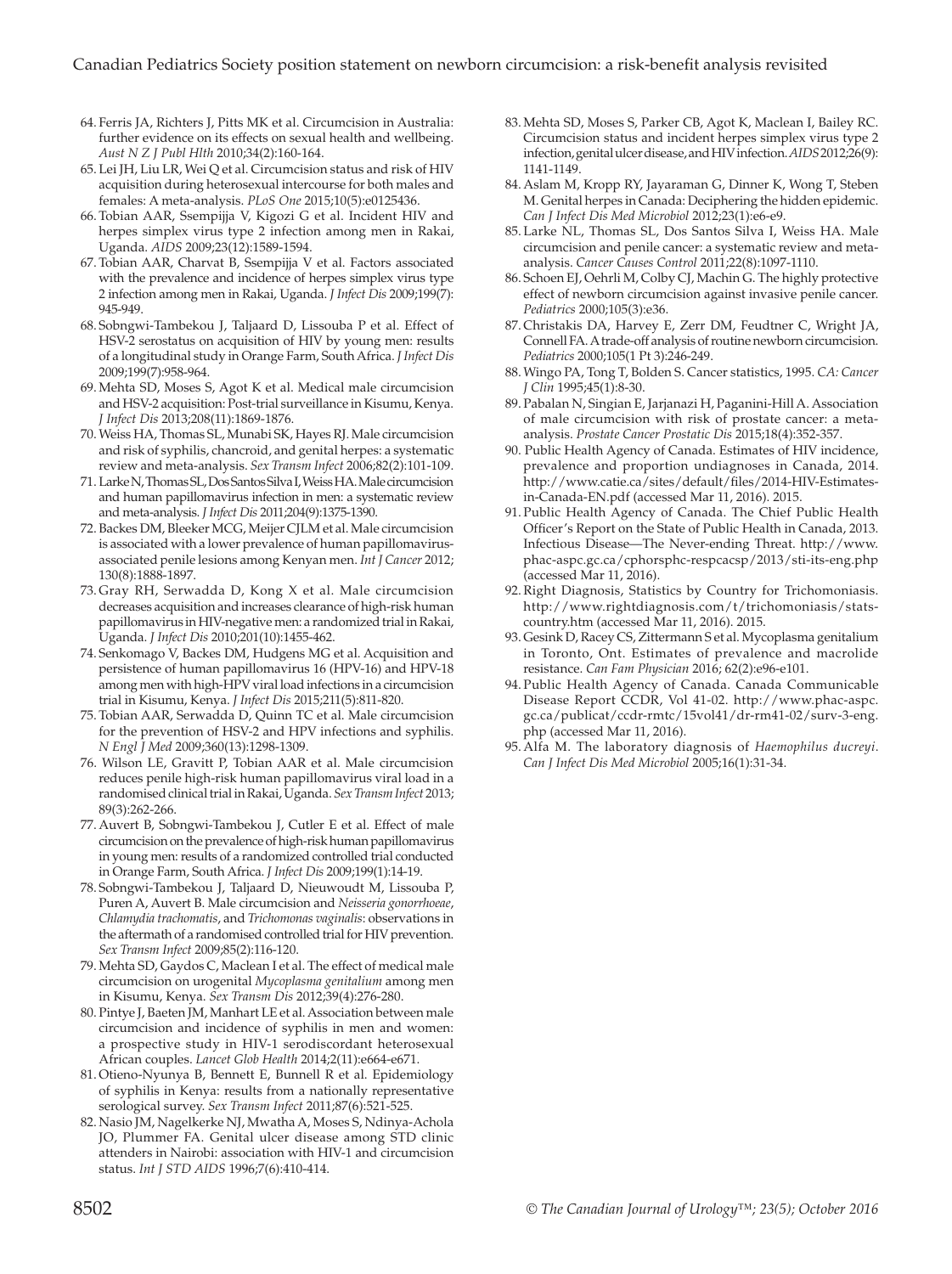64. Ferris JA, Richters J, Pitts MK et al. Circumcision in Australia: further evidence on its effects on sexual health and wellbeing. *Aust N Z J Publ Hlth* 2010;34(2):160-164.
65. Lei JH, Liu LR, Wei Q et al. Circumcision status and risk of HIV acquisition during heterosexual intercourse for both males and females: A meta-analysis. *PLoS One* 2015;10(5):e0125436.
66. Tobian AAR, Ssempijja V, Kigozi G et al. Incident HIV and herpes simplex virus type 2 infection among men in Rakai, Uganda. *AIDS* 2009;23(12):1589-1594.
67. Tobian AAR, Charvat B, Ssempijja V et al. Factors associated with the prevalence and incidence of herpes simplex virus type 2 infection among men in Rakai, Uganda. *J Infect Dis* 2009;199(7): 945-949.
68. Sobngwi-Tambekou J, Taljaard D, Lissouba P et al. Effect of HSV-2 serostatus on acquisition of HIV by young men: results of a longitudinal study in Orange Farm, South Africa. *J Infect Dis* 2009;199(7):958-964.
69. Mehta SD, Moses S, Agot K et al. Medical male circumcision and HSV-2 acquisition: Post-trial surveillance in Kisumu, Kenya. *J Infect Dis* 2013;208(11):1869-1876.
70. Weiss HA, Thomas SL, Munabi SK, Hayes RJ. Male circumcision and risk of syphilis, chancroid, and genital herpes: a systematic review and meta-analysis. *Sex Transm Infect* 2006;82(2):101-109.
71. Larke N, Thomas SL, Dos Santos Silva I, Weiss HA. Male circumcision and human papillomavirus infection in men: a systematic review and meta-analysis. *J Infect Dis* 2011;204(9):1375-1390.
72. Backes DM, Bleeker MCG, Meijer CJLM et al. Male circumcision is associated with a lower prevalence of human papillomavirus-associated penile lesions among Kenyan men. *Int J Cancer* 2012; 130(8):1888-1897.
73. Gray RH, Serwadda D, Kong X et al. Male circumcision decreases acquisition and increases clearance of high-risk human papillomavirus in HIV-negative men: a randomized trial in Rakai, Uganda. *J Infect Dis* 2010;201(10):1455-462.
74. Senkomago V, Backes DM, Hudgens MG et al. Acquisition and persistence of human papillomavirus 16 (HPV-16) and HPV-18 among men with high-HPV viral load infections in a circumcision trial in Kisumu, Kenya. *J Infect Dis* 2015;211(5):811-820.
75. Tobian AAR, Serwadda D, Quinn TC et al. Male circumcision for the prevention of HSV-2 and HPV infections and syphilis. *N Engl J Med* 2009;360(13):1298-1309.
76. Wilson LE, Gravitt P, Tobian AAR et al. Male circumcision reduces penile high-risk human papillomavirus viral load in a randomised clinical trial in Rakai, Uganda. *Sex Transm Infect* 2013; 89(3):262-266.
77. Auvert B, Sobngwi-Tambekou J, Cutler E et al. Effect of male circumcision on the prevalence of high-risk human papillomavirus in young men: results of a randomized controlled trial conducted in Orange Farm, South Africa. *J Infect Dis* 2009;199(1):14-19.
78. Sobngwi-Tambekou J, Taljaard D, Nieuwoudt M, Lissouba P, Puren A, Auvert B. Male circumcision and *Neisseria gonorrhoeae*, *Chlamydia trachomatis*, and *Trichomonas vaginalis*: observations in the aftermath of a randomised controlled trial for HIV prevention. *Sex Transm Infect* 2009;85(2):116-120.
79. Mehta SD, Gaydos C, Maclean I et al. The effect of medical male circumcision on urogenital *Mycoplasma genitalium* among men in Kisumu, Kenya. *Sex Transm Dis* 2012;39(4):276-280.
80. Pintye J, Baeten JM, Manhart LE et al. Association between male circumcision and incidence of syphilis in men and women: a prospective study in HIV-1 serodiscordant heterosexual African couples. *Lancet Glob Health* 2014;2(11):e664-e671.
81. Otieno-Nyunya B, Bennett E, Bunnell R et al. Epidemiology of syphilis in Kenya: results from a nationally representative serological survey. *Sex Transm Infect* 2011;87(6):521-525.
82. Nasio JM, Nagelkerke NJ, Mwatha A, Moses S, Ndinya-Achola JO, Plummer FA. Genital ulcer disease among STD clinic attenders in Nairobi: association with HIV-1 and circumcision status. *Int J STD AIDS* 1996;7(6):410-414.
83. Mehta SD, Moses S, Parker CB, Agot K, Maclean I, Bailey RC. Circumcision status and incident herpes simplex virus type 2 infection, genital ulcer disease, and HIV infection. *AIDS* 2012;26(9): 1141-1149.
84. Aslam M, Kropp RY, Jayaraman G, Dinner K, Wong T, Steben M. Genital herpes in Canada: Deciphering the hidden epidemic. *Can J Infect Dis Med Microbiol* 2012;23(1):e6-e9.
85. Larke NL, Thomas SL, Dos Santos Silva I, Weiss HA. Male circumcision and penile cancer: a systematic review and meta-analysis. *Cancer Causes Control* 2011;22(8):1097-1110.
86. Schoen EJ, Oehrli M, Colby CJ, Machin G. The highly protective effect of newborn circumcision against invasive penile cancer. *Pediatrics* 2000;105(3):e36.
87. Christakis DA, Harvey E, Zerr DM, Feudtner C, Wright JA, Connell FA. A trade-off analysis of routine newborn circumcision. *Pediatrics* 2000;105(1 Pt 3):246-249.
88. Wingo PA, Tong T, Bolden S. Cancer statistics, 1995. *CA: Cancer J Clin* 1995;45(1):8-30.
89. Pabalan N, Singian E, Jarjanazi H, Paganini-Hill A. Association of male circumcision with risk of prostate cancer: a meta-analysis. *Prostate Cancer Prostatic Dis* 2015;18(4):352-357.
90. Public Health Agency of Canada. Estimates of HIV incidence, prevalence and proportion undiagnoses in Canada, 2014. http://www.catie.ca/sites/default/files/2014-HIV-Estimates-in-Canada-EN.pdf (accessed Mar 11, 2016). 2015.
91. Public Health Agency of Canada. The Chief Public Health Officer's Report on the State of Public Health in Canada, 2013. Infectious Disease—The Never-ending Threat. http://www.phac-aspc.gc.ca/cphorsphc-respcacsp/2013/sti-its-eng.php (accessed Mar 11, 2016).
92. Right Diagnosis, Statistics by Country for Trichomoniasis. http://www.rightdiagnosis.com/t/trichomoniasis/stats-country.htm (accessed Mar 11, 2016). 2015.
93. Gesink D, Racey CS, Zittermann S et al. Mycoplasma genitalium in Toronto, Ont. Estimates of prevalence and macrolide resistance. *Can Fam Physician* 2016; 62(2):e96-e101.
94. Public Health Agency of Canada. Canada Communicable Disease Report CCDR, Vol 41-02. http://www.phac-aspc.gc.ca/publicat/ccdr-rmtc/15vol41/dr-rm41-02/surv-3-eng.php (accessed Mar 11, 2016).
95. Alfa M. The laboratory diagnosis of *Haemophilus ducreyi*. *Can J Infect Dis Med Microbiol* 2005;16(1):31-34.